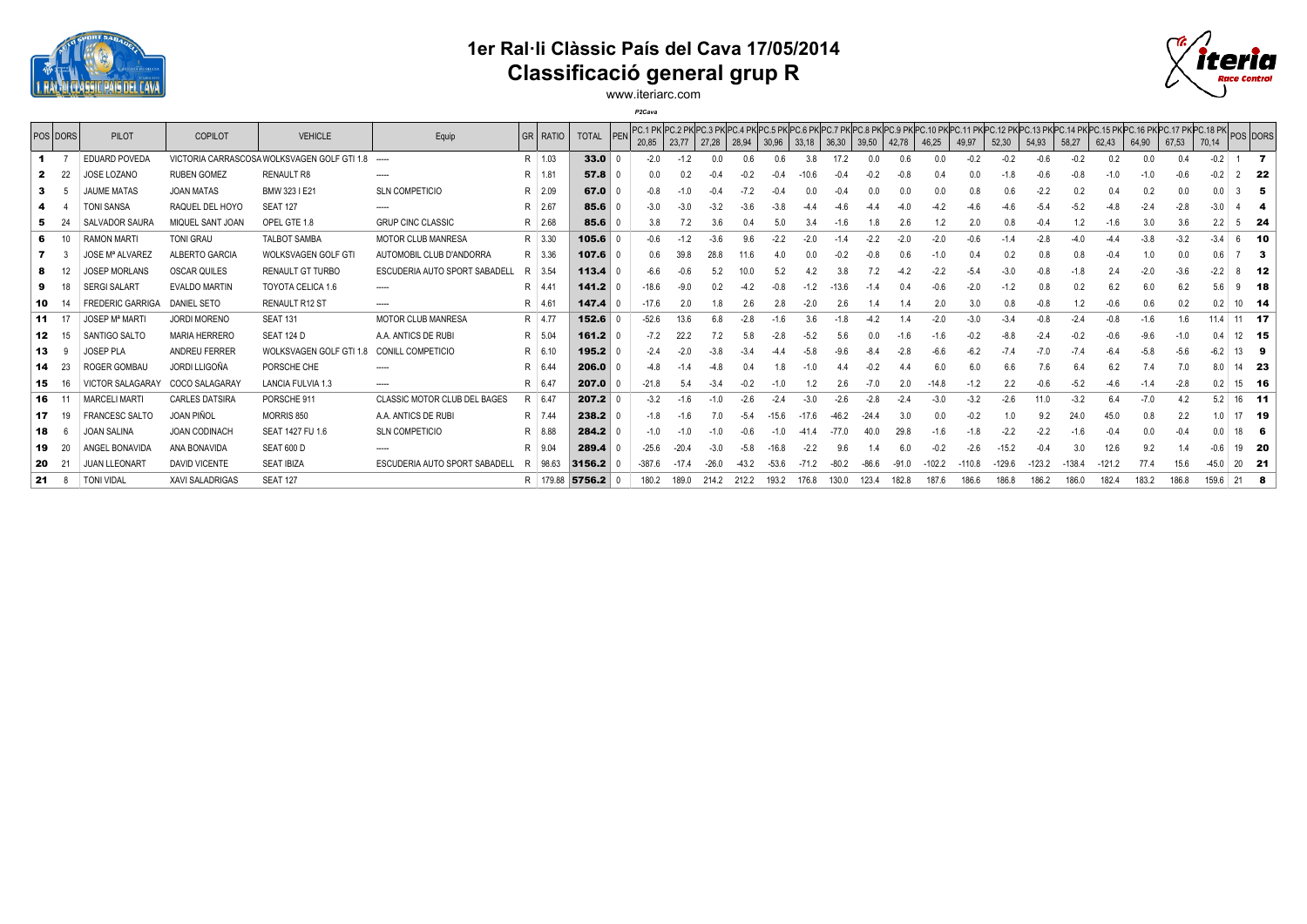# 1er Ral·li Clàssic País del Cava 17/05/2014

## Classificació general grup R

www.iteriarc.com

*P2Cava*

| POS | DORS | PILOT | COPILOT | VEHICLE | Equip | GR | RATIO | TOTAL | PEN | PC.1 PK 20,85 | PC.2 PK 23,77 | PC.3 PK 27,28 | PC.4 PK 28,94 | PC.5 PK 30,96 | PC.6 PK 33,18 | PC.7 PK 36,30 | PC.8 PK 39,50 | PC.9 PK 42,78 | PC.10 PK 46,25 | PC.11 PK 49,97 | PC.12 PK 52,30 | PC.13 PK 54,93 | PC.14 PK 58,27 | PC.15 PK 62,43 | PC.16 PK 64,90 | PC.17 PK 67,53 | PC.18 PK 70,14 | POS | DORS |
|---|---|---|---|---|---|---|---|---|---|---|---|---|---|---|---|---|---|---|---|---|---|---|---|---|---|---|---|---|---|
| 1 | 7 | EDUARD POVEDA | VICTORIA CARRASCOSA | WOLKSVAGEN GOLF GTI 1.8 | ----- | R | 1.03 | 33.0 | 0 | -2.0 | -1.2 | 0.0 | 0.6 | 0.6 | 3.8 | 17.2 | 0.0 | 0.6 | 0.0 | -0.2 | -0.2 | -0.6 | -0.2 | 0.2 | 0.0 | 0.4 | -0.2 | 1 | 7 |
| 2 | 22 | JOSE LOZANO | RUBEN GOMEZ | RENAULT R8 | ----- | R | 1.81 | 57.8 | 0 | 0.0 | 0.2 | -0.4 | -0.2 | -0.4 | -10.6 | -0.4 | -0.2 | -0.8 | 0.4 | 0.0 | -1.8 | -0.6 | -0.8 | -1.0 | -1.0 | -0.6 | -0.2 | 2 | 22 |
| 3 | 5 | JAUME MATAS | JOAN MATAS | BMW 323 I E21 | SLN COMPETICIO | R | 2.09 | 67.0 | 0 | -0.8 | -1.0 | -0.4 | -7.2 | -0.4 | 0.0 | -0.4 | 0.0 | 0.0 | 0.0 | 0.8 | 0.6 | -2.2 | 0.2 | 0.4 | 0.2 | 0.0 | 0.0 | 3 | 5 |
| 4 | 4 | TONI SANSA | RAQUEL DEL HOYO | SEAT 127 | ----- | R | 2.67 | 85.6 | 0 | -3.0 | -3.0 | -3.2 | -3.6 | -3.8 | -4.4 | -4.6 | -4.4 | -4.0 | -4.2 | -4.6 | -4.6 | -5.4 | -5.2 | -4.8 | -2.4 | -2.8 | -3.0 | 4 | 4 |
| 5 | 24 | SALVADOR SAURA | MIQUEL SANT JOAN | OPEL GTE 1.8 | GRUP CINC CLASSIC | R | 2.68 | 85.6 | 0 | 3.8 | 7.2 | 3.6 | 0.4 | 5.0 | 3.4 | -1.6 | 1.8 | 2.6 | 1.2 | 2.0 | 0.8 | -0.4 | 1.2 | -1.6 | 3.0 | 3.6 | 2.2 | 5 | 24 |
| 6 | 10 | RAMON MARTI | TONI GRAU | TALBOT SAMBA | MOTOR CLUB MANRESA | R | 3.30 | 105.6 | 0 | -0.6 | -1.2 | -3.6 | 9.6 | -2.2 | -2.0 | -1.4 | -2.2 | -2.0 | -2.0 | -0.6 | -1.4 | -2.8 | -4.0 | -4.4 | -3.8 | -3.2 | -3.4 | 6 | 10 |
| 7 | 3 | JOSE Mª ALVAREZ | ALBERTO GARCIA | WOLKSVAGEN GOLF GTI | AUTOMOBIL CLUB D'ANDORRA | R | 3.36 | 107.6 | 0 | 0.6 | 39.8 | 28.8 | 11.6 | 4.0 | 0.0 | -0.2 | -0.8 | 0.6 | -1.0 | 0.4 | 0.2 | 0.8 | 0.8 | -0.4 | 1.0 | 0.0 | 0.6 | 7 | 3 |
| 8 | 12 | JOSEP MORLANS | OSCAR QUILES | RENAULT GT TURBO | ESCUDERIA AUTO SPORT SABADELL | R | 3.54 | 113.4 | 0 | -6.6 | -0.6 | 5.2 | 10.0 | 5.2 | 4.2 | 3.8 | 7.2 | -4.2 | -2.2 | -5.4 | -3.0 | -0.8 | -1.8 | 2.4 | -2.0 | -3.6 | -2.2 | 8 | 12 |
| 9 | 18 | SERGI SALART | EVALDO MARTIN | TOYOTA CELICA 1.6 | ----- | R | 4.41 | 141.2 | 0 | -18.6 | -9.0 | 0.2 | -4.2 | -0.8 | -1.2 | -13.6 | -1.4 | 0.4 | -0.6 | -2.0 | -1.2 | 0.8 | 0.2 | 6.2 | 6.0 | 6.2 | 5.6 | 9 | 18 |
| 10 | 14 | FREDERIC GARRIGA | DANIEL SETO | RENAULT R12 ST | ----- | R | 4.61 | 147.4 | 0 | -17.6 | 2.0 | 1.8 | 2.6 | 2.8 | -2.0 | 2.6 | 1.4 | 1.4 | 2.0 | 3.0 | 0.8 | -0.8 | 1.2 | -0.6 | 0.6 | 0.2 | 0.2 | 10 | 14 |
| 11 | 17 | JOSEP Mª MARTI | JORDI MORENO | SEAT 131 | MOTOR CLUB MANRESA | R | 4.77 | 152.6 | 0 | -52.6 | 13.6 | 6.8 | -2.8 | -1.6 | 3.6 | -1.8 | -4.2 | 1.4 | -2.0 | -3.0 | -3.4 | -0.8 | -2.4 | -0.8 | -1.6 | 1.6 | 11.4 | 11 | 17 |
| 12 | 15 | SANTIGO SALTO | MARIA HERRERO | SEAT 124 D | A.A. ANTICS DE RUBI | R | 5.04 | 161.2 | 0 | -7.2 | 22.2 | 7.2 | 5.8 | -2.8 | -5.2 | 5.6 | 0.0 | -1.6 | -1.6 | -0.2 | -8.8 | -2.4 | -0.2 | -0.6 | -9.6 | -1.0 | 0.4 | 12 | 15 |
| 13 | 9 | JOSEP PLA | ANDREU FERRER | WOLKSVAGEN GOLF GTI 1.8 | CONILL COMPETICIO | R | 6.10 | 195.2 | 0 | -2.4 | -2.0 | -3.8 | -3.4 | -4.4 | -5.8 | -9.6 | -8.4 | -2.8 | -6.6 | -6.2 | -7.4 | -7.0 | -7.4 | -6.4 | -5.8 | -5.6 | -6.2 | 13 | 9 |
| 14 | 23 | ROGER GOMBAU | JORDI LLIGOÑA | PORSCHE CHE | ----- | R | 6.44 | 206.0 | 0 | -4.8 | -1.4 | -4.8 | 0.4 | 1.8 | -1.0 | 4.4 | -0.2 | 4.4 | 6.0 | 6.0 | 6.6 | 7.6 | 6.4 | 6.2 | 7.4 | 7.0 | 8.0 | 14 | 23 |
| 15 | 16 | VICTOR SALAGARAY | COCO SALAGARAY | LANCIA FULVIA 1.3 | ----- | R | 6.47 | 207.0 | 0 | -21.8 | 5.4 | -3.4 | -0.2 | -1.0 | 1.2 | 2.6 | -7.0 | 2.0 | -14.8 | -1.2 | 2.2 | -0.6 | -5.2 | -4.6 | -1.4 | -2.8 | 0.2 | 15 | 16 |
| 16 | 11 | MARCELI MARTI | CARLES DATSIRA | PORSCHE 911 | CLASSIC MOTOR CLUB DEL BAGES | R | 6.47 | 207.2 | 0 | -3.2 | -1.6 | -1.0 | -2.6 | -2.4 | -3.0 | -2.6 | -2.8 | -2.4 | -3.0 | -3.2 | -2.6 | 11.0 | -3.2 | 6.4 | -7.0 | 4.2 | 5.2 | 16 | 11 |
| 17 | 19 | FRANCESC SALTO | JOAN PIÑOL | MORRIS 850 | A.A. ANTICS DE RUBI | R | 7.44 | 238.2 | 0 | -1.8 | -1.6 | 7.0 | -5.4 | -15.6 | -17.6 | -46.2 | -24.4 | 3.0 | 0.0 | -0.2 | 1.0 | 9.2 | 24.0 | 45.0 | 0.8 | 2.2 | 1.0 | 17 | 19 |
| 18 | 6 | JOAN SALINA | JOAN CODINACH | SEAT 1427 FU 1.6 | SLN COMPETICIO | R | 8.88 | 284.2 | 0 | -1.0 | -1.0 | -1.0 | -0.6 | -1.0 | -41.4 | -77.0 | 40.0 | 29.8 | -1.6 | -1.8 | -2.2 | -2.2 | -1.6 | -0.4 | 0.0 | -0.4 | 0.0 | 18 | 6 |
| 19 | 20 | ANGEL BONAVIDA | ANA BONAVIDA | SEAT 600 D | ----- | R | 9.04 | 289.4 | 0 | -25.6 | -20.4 | -3.0 | -5.8 | -16.8 | -2.2 | 9.6 | 1.4 | 6.0 | -0.2 | -2.6 | -15.2 | -0.4 | 3.0 | 12.6 | 9.2 | 1.4 | -0.6 | 19 | 20 |
| 20 | 21 | JUAN LLEONART | DAVID VICENTE | SEAT IBIZA | ESCUDERIA AUTO SPORT SABADELL | R | 98.63 | 3156.2 | 0 | -387.6 | -17.4 | -26.0 | -43.2 | -53.6 | -71.2 | -80.2 | -86.6 | -91.0 | -102.2 | -110.8 | -129.6 | -123.2 | -138.4 | -121.2 | 77.4 | 15.6 | -45.0 | 20 | 21 |
| 21 | 8 | TONI VIDAL | XAVI SALADRIGAS | SEAT 127 | | R | 179.88 | 5756.2 | 0 | 180.2 | 189.0 | 214.2 | 212.2 | 193.2 | 176.8 | 130.0 | 123.4 | 182.8 | 187.6 | 186.6 | 186.8 | 186.2 | 186.0 | 182.4 | 183.2 | 186.8 | 159.6 | 21 | 8 |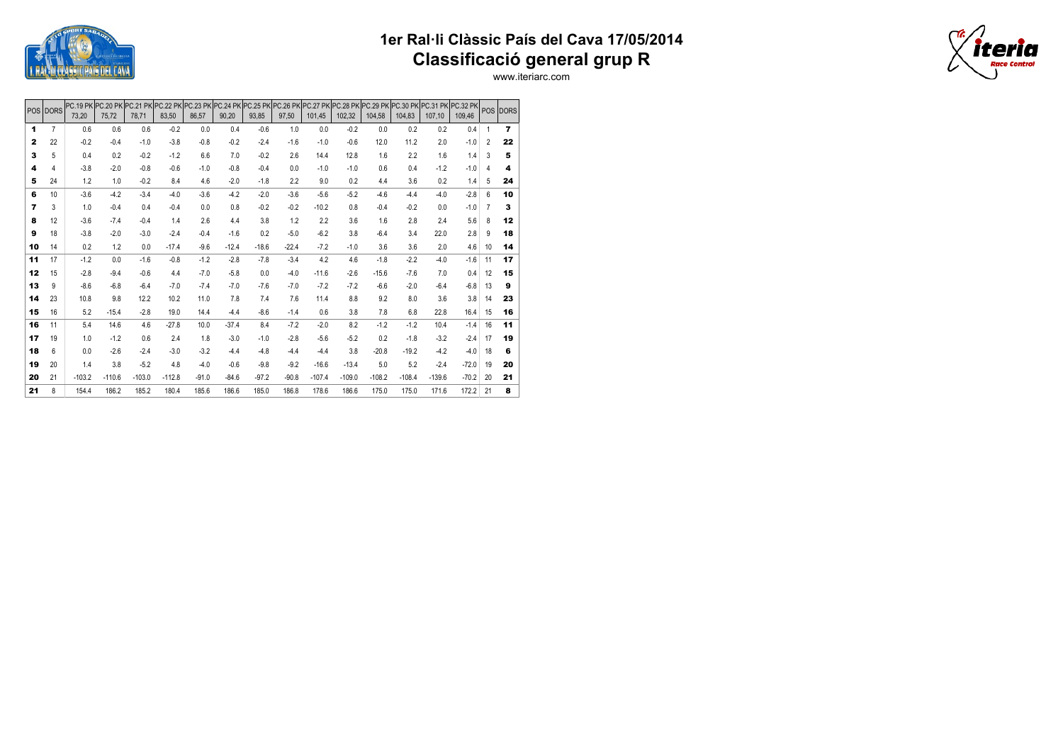# 1er Ral·li Clàssic País del Cava 17/05/2014
## Classificació general grup R

www.iteriarc.com

| POS | DORS | PC.19 PK 73,20 | PC.20 PK 75,72 | PC.21 PK 78,71 | PC.22 PK 83,50 | PC.23 PK 86,57 | PC.24 PK 90,20 | PC.25 PK 93,85 | PC.26 PK 97,50 | PC.27 PK 101,45 | PC.28 PK 102,32 | PC.29 PK 104,58 | PC.30 PK 104,83 | PC.31 PK 107,10 | PC.32 PK 109,46 | POS | DORS |
|---|---|---|---|---|---|---|---|---|---|---|---|---|---|---|---|---|---|
| 1 | 7 | 0.6 | 0.6 | 0.6 | -0.2 | 0.0 | 0.4 | -0.6 | 1.0 | 0.0 | -0.2 | 0.0 | 0.2 | 0.2 | 0.4 | 1 | 7 |
| 2 | 22 | -0.2 | -0.4 | -1.0 | -3.8 | -0.8 | -0.2 | -2.4 | -1.6 | -1.0 | -0.6 | 12.0 | 11.2 | 2.0 | -1.0 | 2 | 22 |
| 3 | 5 | 0.4 | 0.2 | -0.2 | -1.2 | 6.6 | 7.0 | -0.2 | 2.6 | 14.4 | 12.8 | 1.6 | 2.2 | 1.6 | 1.4 | 3 | 5 |
| 4 | 4 | -3.8 | -2.0 | -0.8 | -0.6 | -1.0 | -0.8 | -0.4 | 0.0 | -1.0 | -1.0 | 0.6 | 0.4 | -1.2 | -1.0 | 4 | 4 |
| 5 | 24 | 1.2 | 1.0 | -0.2 | 8.4 | 4.6 | -2.0 | -1.8 | 2.2 | 9.0 | 0.2 | 4.4 | 3.6 | 0.2 | 1.4 | 5 | 24 |
| 6 | 10 | -3.6 | -4.2 | -3.4 | -4.0 | -3.6 | -4.2 | -2.0 | -3.6 | -5.6 | -5.2 | -4.6 | -4.4 | -4.0 | -2.8 | 6 | 10 |
| 7 | 3 | 1.0 | -0.4 | 0.4 | -0.4 | 0.0 | 0.8 | -0.2 | -0.2 | -10.2 | 0.8 | -0.4 | -0.2 | 0.0 | -1.0 | 7 | 3 |
| 8 | 12 | -3.6 | -7.4 | -0.4 | 1.4 | 2.6 | 4.4 | 3.8 | 1.2 | 2.2 | 3.6 | 1.6 | 2.8 | 2.4 | 5.6 | 8 | 12 |
| 9 | 18 | -3.8 | -2.0 | -3.0 | -2.4 | -0.4 | -1.6 | 0.2 | -5.0 | -6.2 | 3.8 | -6.4 | 3.4 | 22.0 | 2.8 | 9 | 18 |
| 10 | 14 | 0.2 | 1.2 | 0.0 | -17.4 | -9.6 | -12.4 | -18.6 | -22.4 | -7.2 | -1.0 | 3.6 | 3.6 | 2.0 | 4.6 | 10 | 14 |
| 11 | 17 | -1.2 | 0.0 | -1.6 | -0.8 | -1.2 | -2.8 | -7.8 | -3.4 | 4.2 | 4.6 | -1.8 | -2.2 | -4.0 | -1.6 | 11 | 17 |
| 12 | 15 | -2.8 | -9.4 | -0.6 | 4.4 | -7.0 | -5.8 | 0.0 | -4.0 | -11.6 | -2.6 | -15.6 | -7.6 | 7.0 | 0.4 | 12 | 15 |
| 13 | 9 | -8.6 | -6.8 | -6.4 | -7.0 | -7.4 | -7.0 | -7.6 | -7.0 | -7.2 | -7.2 | -6.6 | -2.0 | -6.4 | -6.8 | 13 | 9 |
| 14 | 23 | 10.8 | 9.8 | 12.2 | 10.2 | 11.0 | 7.8 | 7.4 | 7.6 | 11.4 | 8.8 | 9.2 | 8.0 | 3.6 | 3.8 | 14 | 23 |
| 15 | 16 | 5.2 | -15.4 | -2.8 | 19.0 | 14.4 | -4.4 | -8.6 | -1.4 | 0.6 | 3.8 | 7.8 | 6.8 | 22.8 | 16.4 | 15 | 16 |
| 16 | 11 | 5.4 | 14.6 | 4.6 | -27.8 | 10.0 | -37.4 | 8.4 | -7.2 | -2.0 | 8.2 | -1.2 | -1.2 | 10.4 | -1.4 | 16 | 11 |
| 17 | 19 | 1.0 | -1.2 | 0.6 | 2.4 | 1.8 | -3.0 | -1.0 | -2.8 | -5.6 | -5.2 | 0.2 | -1.8 | -3.2 | -2.4 | 17 | 19 |
| 18 | 6 | 0.0 | -2.6 | -2.4 | -3.0 | -3.2 | -4.4 | -4.8 | -4.4 | -4.4 | 3.8 | -20.8 | -19.2 | -4.2 | -4.0 | 18 | 6 |
| 19 | 20 | 1.4 | 3.8 | -5.2 | 4.8 | -4.0 | -0.6 | -9.8 | -9.2 | -16.6 | -13.4 | 5.0 | 5.2 | -2.4 | -72.0 | 19 | 20 |
| 20 | 21 | -103.2 | -110.6 | -103.0 | -112.8 | -91.0 | -84.6 | -97.2 | -90.8 | -107.4 | -109.0 | -108.2 | -108.4 | -139.6 | -70.2 | 20 | 21 |
| 21 | 8 | 154.4 | 186.2 | 185.2 | 180.4 | 185.6 | 186.6 | 185.0 | 186.8 | 178.6 | 186.6 | 175.0 | 175.0 | 171.6 | 172.2 | 21 | 8 |